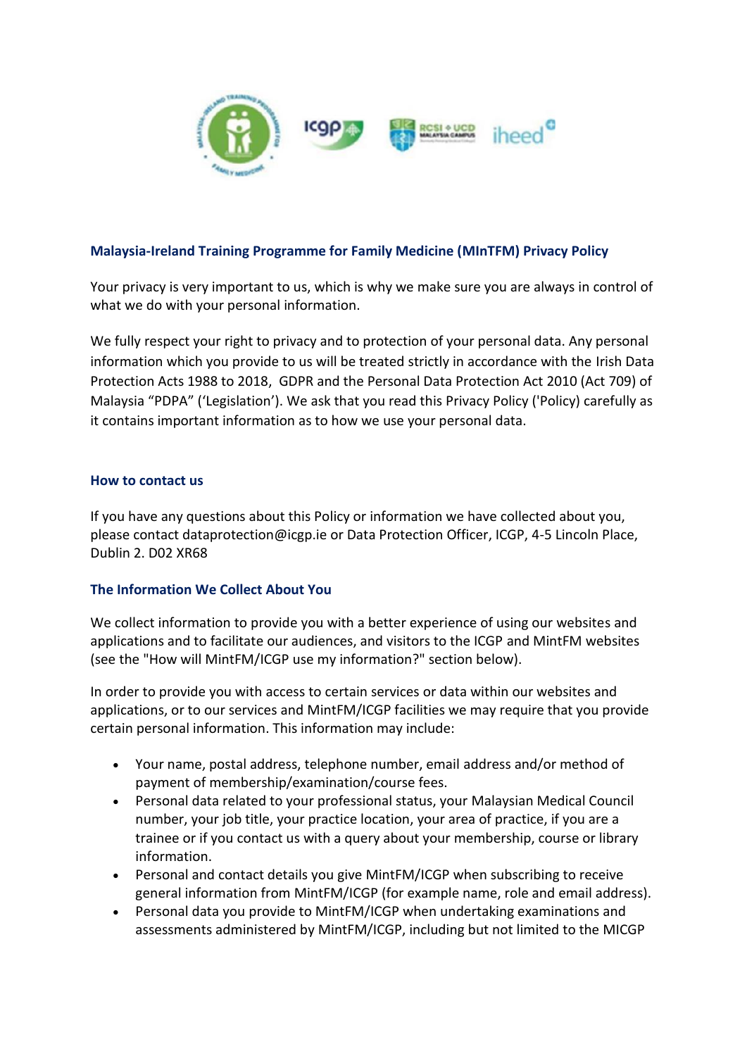## Malaysia-Ireland Training Programme for Family Medicine (MInTFM) Privacy Policy

Your privacy is very important to us, which is why we make sure you are always in control of what we do with your personal information.

We fully respect your right to privacy and to protection of your personal data. Any personal information which you provide to us will be treated strictly in accordance with the Irish Data Protection Acts 1988 to 2018, GDPR and the Personal Data Protection Act 2010 (Act 709) of Malaysia "PDPA" ('Legislation'). We ask that you read this Privacy Policy ('Policy) carefully as it contains important information as to how we use your personal data.

### How to contact us

If you have any questions about this Policy or information we have collected about you, please contact dataprotection@icgp.ie or Data Protection Officer, ICGP, 4-5 Lincoln Place, Dublin 2. D02 XR68

### The Information We Collect About You

We collect information to provide you with a better experience of using our websites and applications and to facilitate our audiences, and visitors to the ICGP and MintFM websites (see the "How will MintFM/ICGP use my information?" section below).

In order to provide you with access to certain services or data within our websites and applications, or to our services and MintFM/ICGP facilities we may require that you provide certain personal information. This information may include:

- Your name, postal address, telephone number, email address and/or method of payment of membership/examination/course fees.
- Personal data related to your professional status, your Malaysian Medical Council number, your job title, your practice location, your area of practice, if you are a trainee or if you contact us with a query about your membership, course or library information.
- Personal and contact details you give MintFM/ICGP when subscribing to receive general information from MintFM/ICGP (for example name, role and email address).
- Personal data you provide to MintFM/ICGP when undertaking examinations and assessments administered by MintFM/ICGP, including but not limited to the MICGP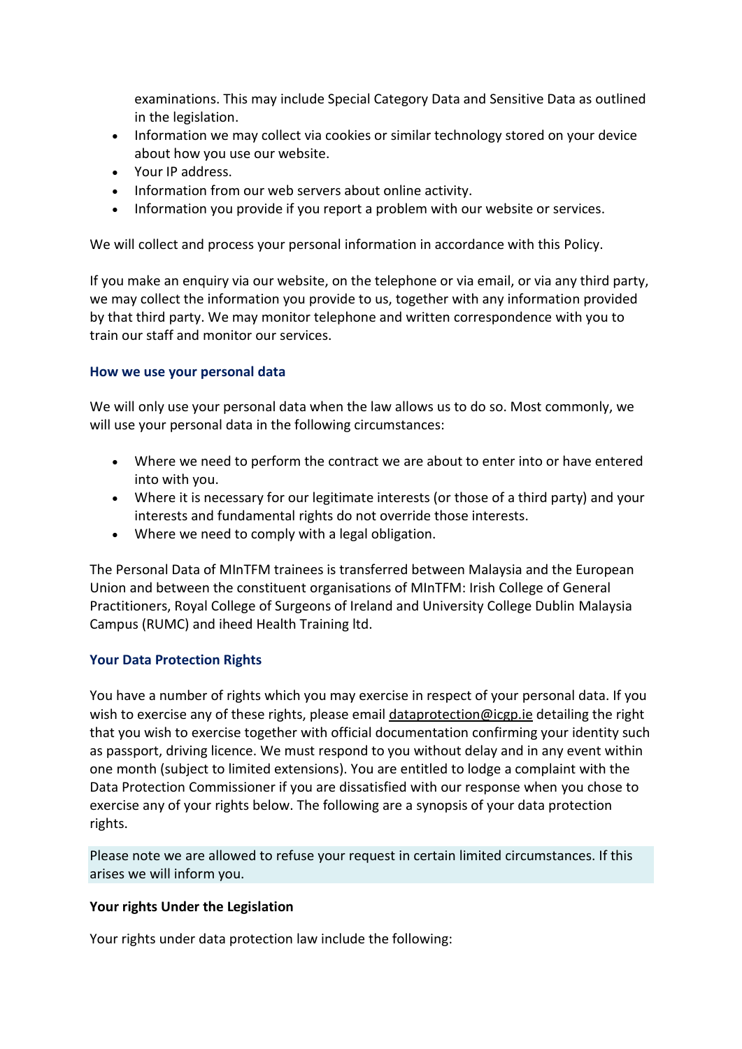examinations. This may include Special Category Data and Sensitive Data as outlined in the legislation.

- Information we may collect via cookies or similar technology stored on your device about how you use our website.
- Your IP address.
- Information from our web servers about online activity.
- Information you provide if you report a problem with our website or services.

We will collect and process your personal information in accordance with this Policy.

If you make an enquiry via our website, on the telephone or via email, or via any third party, we may collect the information you provide to us, together with any information provided by that third party. We may monitor telephone and written correspondence with you to train our staff and monitor our services.

### How we use your personal data

We will only use your personal data when the law allows us to do so. Most commonly, we will use your personal data in the following circumstances:

- Where we need to perform the contract we are about to enter into or have entered into with you.
- Where it is necessary for our legitimate interests (or those of a third party) and your interests and fundamental rights do not override those interests.
- Where we need to comply with a legal obligation.

The Personal Data of MInTFM trainees is transferred between Malaysia and the European Union and between the constituent organisations of MInTFM: Irish College of General Practitioners, Royal College of Surgeons of Ireland and University College Dublin Malaysia Campus (RUMC) and iheed Health Training ltd.

### Your Data Protection Rights

You have a number of rights which you may exercise in respect of your personal data. If you wish to exercise any of these rights, please email dataprotection@icgp.ie detailing the right that you wish to exercise together with official documentation confirming your identity such as passport, driving licence. We must respond to you without delay and in any event within one month (subject to limited extensions). You are entitled to lodge a complaint with the Data Protection Commissioner if you are dissatisfied with our response when you chose to exercise any of your rights below. The following are a synopsis of your data protection rights.

Please note we are allowed to refuse your request in certain limited circumstances. If this arises we will inform you.

**Your rights Under the Legislation**

Your rights under data protection law include the following: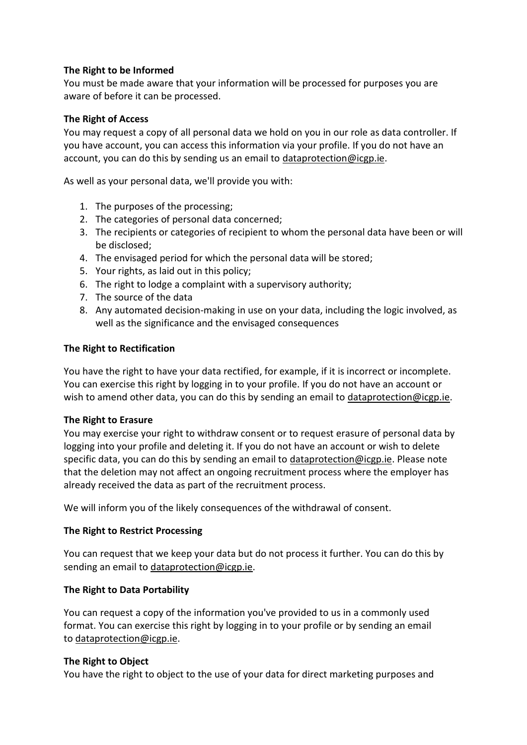**The Right to be Informed**
You must be made aware that your information will be processed for purposes you are aware of before it can be processed.

**The Right of Access**
You may request a copy of all personal data we hold on you in our role as data controller. If you have account, you can access this information via your profile. If you do not have an account, you can do this by sending us an email to dataprotection@icgp.ie.

As well as your personal data, we'll provide you with:

1. The purposes of the processing;
2. The categories of personal data concerned;
3. The recipients or categories of recipient to whom the personal data have been or will be disclosed;
4. The envisaged period for which the personal data will be stored;
5. Your rights, as laid out in this policy;
6. The right to lodge a complaint with a supervisory authority;
7. The source of the data
8. Any automated decision-making in use on your data, including the logic involved, as well as the significance and the envisaged consequences

**The Right to Rectification**

You have the right to have your data rectified, for example, if it is incorrect or incomplete. You can exercise this right by logging in to your profile. If you do not have an account or wish to amend other data, you can do this by sending an email to dataprotection@icgp.ie.

**The Right to Erasure**
You may exercise your right to withdraw consent or to request erasure of personal data by logging into your profile and deleting it. If you do not have an account or wish to delete specific data, you can do this by sending an email to dataprotection@icgp.ie. Please note that the deletion may not affect an ongoing recruitment process where the employer has already received the data as part of the recruitment process.

We will inform you of the likely consequences of the withdrawal of consent.

**The Right to Restrict Processing**

You can request that we keep your data but do not process it further. You can do this by sending an email to dataprotection@icgp.ie.

**The Right to Data Portability**

You can request a copy of the information you've provided to us in a commonly used format. You can exercise this right by logging in to your profile or by sending an email to dataprotection@icgp.ie.

**The Right to Object**
You have the right to object to the use of your data for direct marketing purposes and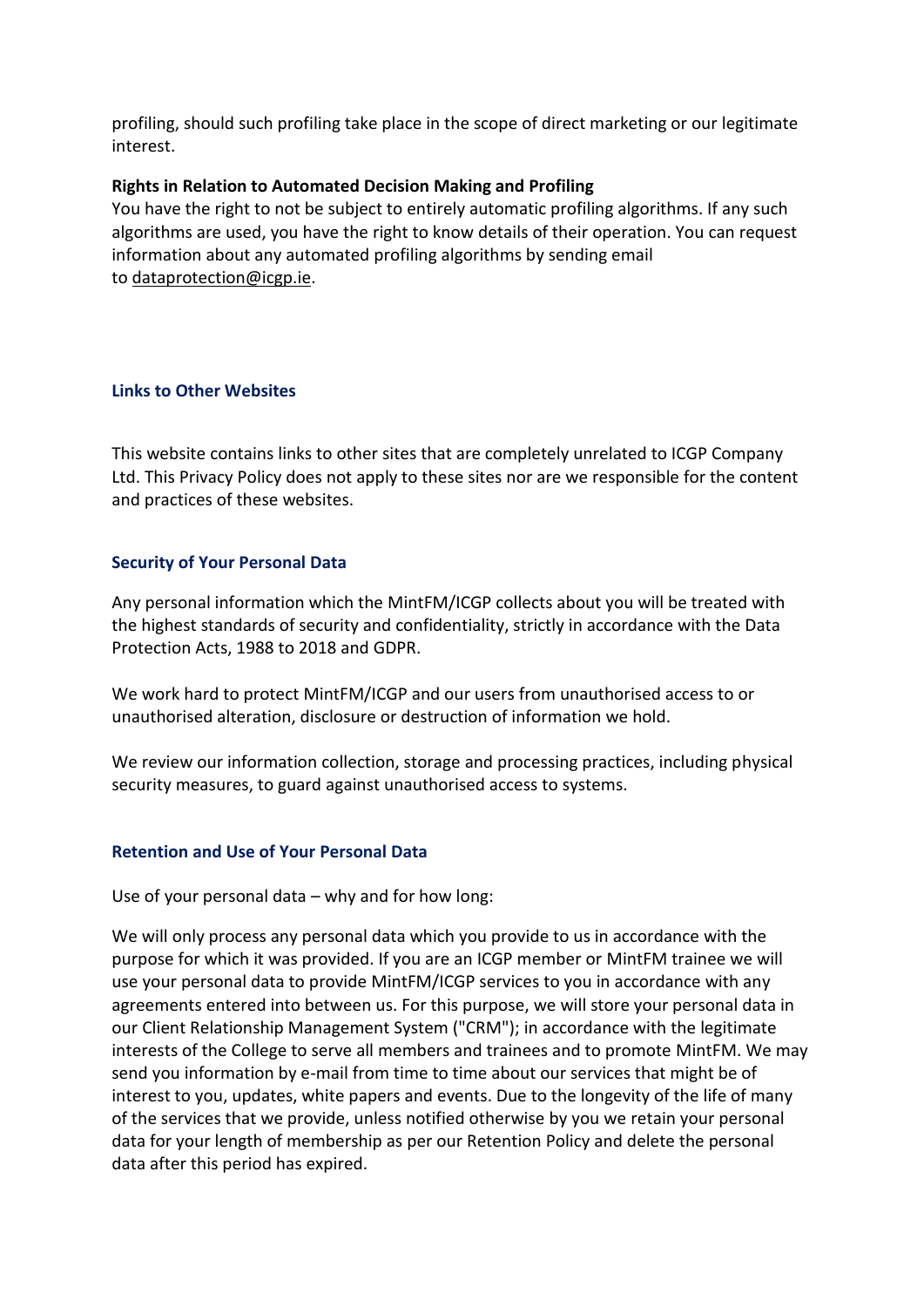profiling, should such profiling take place in the scope of direct marketing or our legitimate interest.

**Rights in Relation to Automated Decision Making and Profiling**

You have the right to not be subject to entirely automatic profiling algorithms. If any such algorithms are used, you have the right to know details of their operation. You can request information about any automated profiling algorithms by sending email to dataprotection@icgp.ie.

## Links to Other Websites

This website contains links to other sites that are completely unrelated to ICGP Company Ltd. This Privacy Policy does not apply to these sites nor are we responsible for the content and practices of these websites.

## Security of Your Personal Data

Any personal information which the MintFM/ICGP collects about you will be treated with the highest standards of security and confidentiality, strictly in accordance with the Data Protection Acts, 1988 to 2018 and GDPR.

We work hard to protect MintFM/ICGP and our users from unauthorised access to or unauthorised alteration, disclosure or destruction of information we hold.

We review our information collection, storage and processing practices, including physical security measures, to guard against unauthorised access to systems.

## Retention and Use of Your Personal Data

Use of your personal data – why and for how long:

We will only process any personal data which you provide to us in accordance with the purpose for which it was provided. If you are an ICGP member or MintFM trainee we will use your personal data to provide MintFM/ICGP services to you in accordance with any agreements entered into between us. For this purpose, we will store your personal data in our Client Relationship Management System ("CRM"); in accordance with the legitimate interests of the College to serve all members and trainees and to promote MintFM. We may send you information by e-mail from time to time about our services that might be of interest to you, updates, white papers and events. Due to the longevity of the life of many of the services that we provide, unless notified otherwise by you we retain your personal data for your length of membership as per our Retention Policy and delete the personal data after this period has expired.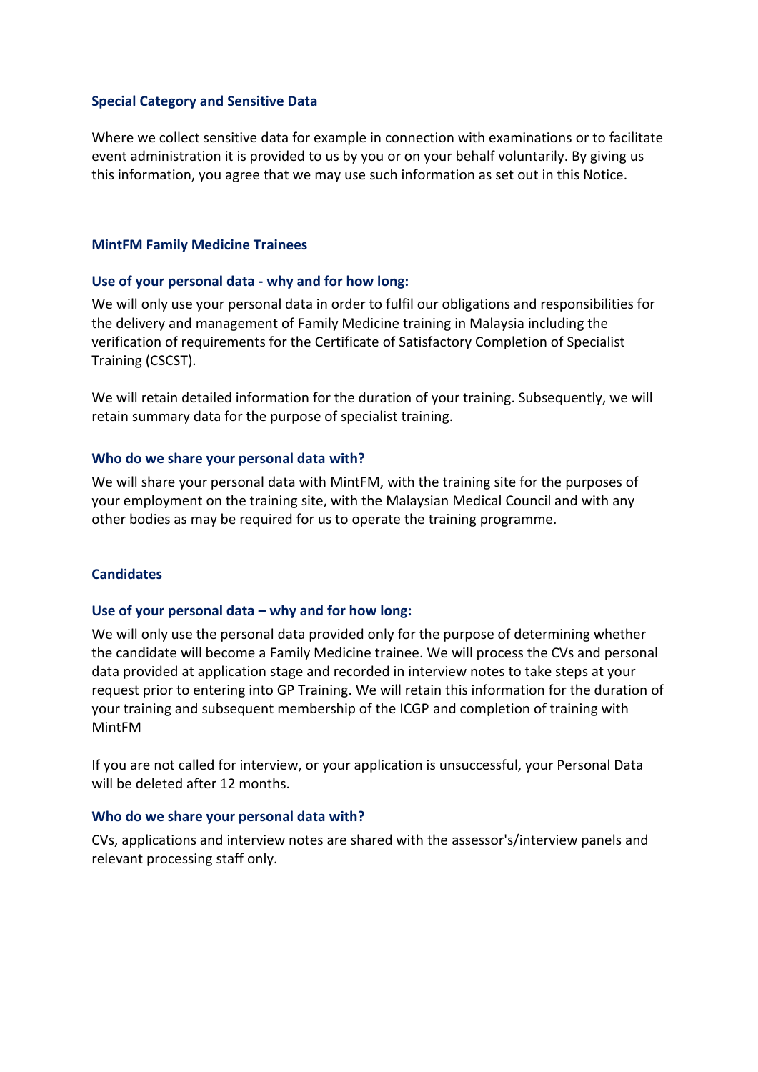### Special Category and Sensitive Data

Where we collect sensitive data for example in connection with examinations or to facilitate event administration it is provided to us by you or on your behalf voluntarily. By giving us this information, you agree that we may use such information as set out in this Notice.

### MintFM Family Medicine Trainees

#### Use of your personal data - why and for how long:

We will only use your personal data in order to fulfil our obligations and responsibilities for the delivery and management of Family Medicine training in Malaysia including the verification of requirements for the Certificate of Satisfactory Completion of Specialist Training (CSCST).

We will retain detailed information for the duration of your training. Subsequently, we will retain summary data for the purpose of specialist training.

#### Who do we share your personal data with?

We will share your personal data with MintFM, with the training site for the purposes of your employment on the training site, with the Malaysian Medical Council and with any other bodies as may be required for us to operate the training programme.

### Candidates

#### Use of your personal data – why and for how long:

We will only use the personal data provided only for the purpose of determining whether the candidate will become a Family Medicine trainee. We will process the CVs and personal data provided at application stage and recorded in interview notes to take steps at your request prior to entering into GP Training. We will retain this information for the duration of your training and subsequent membership of the ICGP and completion of training with MintFM

If you are not called for interview, or your application is unsuccessful, your Personal Data will be deleted after 12 months.

#### Who do we share your personal data with?

CVs, applications and interview notes are shared with the assessor's/interview panels and relevant processing staff only.